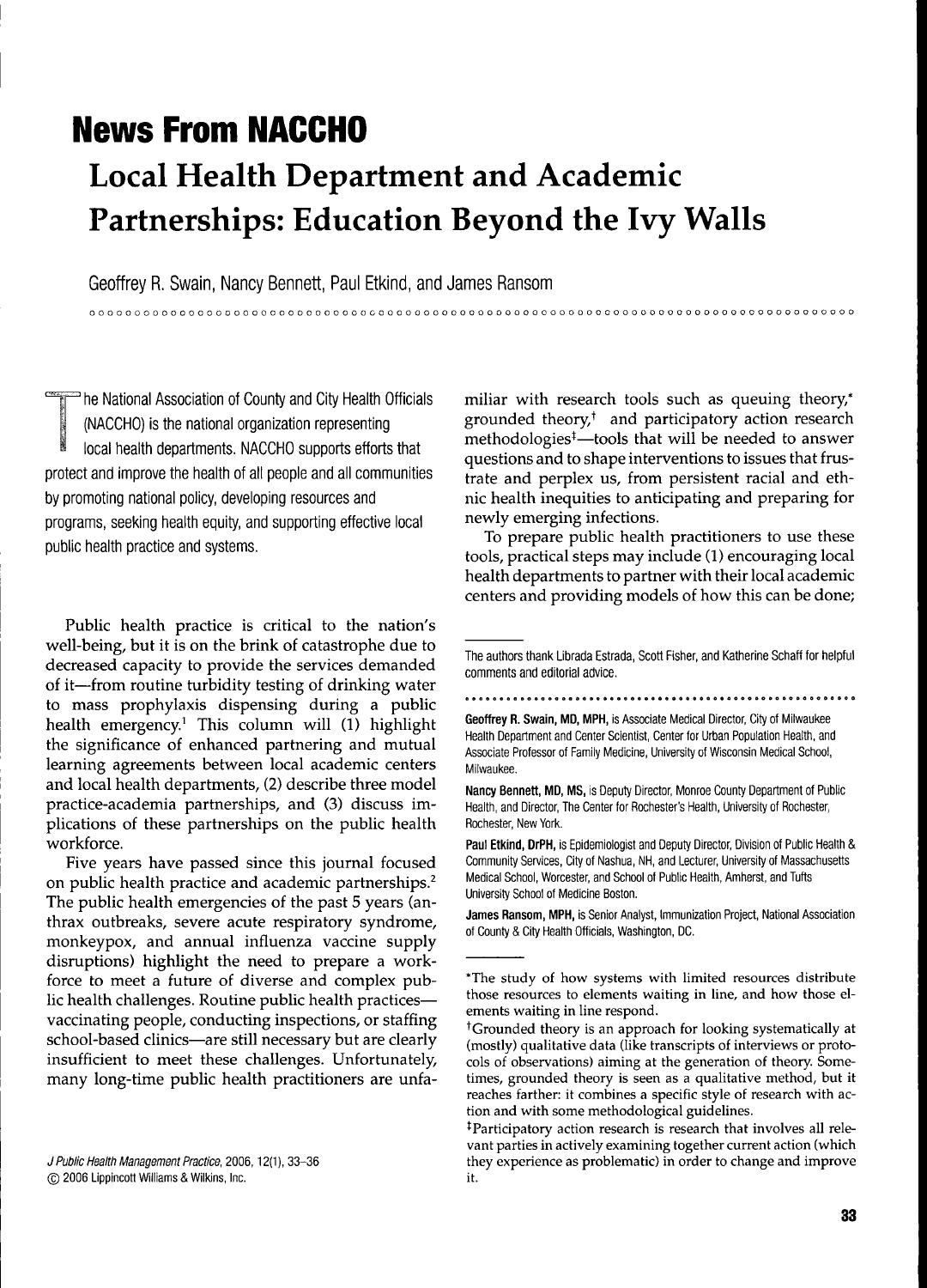# News From NACCHO

## Local Health Department and Academic Partnerships: Education Beyond the Ivy Walls

Geoffrey R. Swain, Nancy Bennett, Paul Etkind, and James Ransom

The National Association of County and City Health Officials (NACCHO) is the national organization representing local health departments. NACCHO supports efforts that protect and improve the health of all people and all communities by promoting national policy, developing resources and programs, seeking health equity, and supporting effective local public health practice and systems.

Public health practice is critical to the nation's well-being, but it is on the brink of catastrophe due to decreased capacity to provide the services demanded of it—from routine turbidity testing of drinking water to mass prophylaxis dispensing during a public health emergency.[1] This column will (1) highlight the significance of enhanced partnering and mutual learning agreements between local academic centers and local health departments, (2) describe three model practice-academia partnerships, and (3) discuss implications of these partnerships on the public health workforce.

Five years have passed since this journal focused on public health practice and academic partnerships.[2] The public health emergencies of the past 5 years (anthrax outbreaks, severe acute respiratory syndrome, monkeypox, and annual influenza vaccine supply disruptions) highlight the need to prepare a workforce to meet a future of diverse and complex public health challenges. Routine public health practices—vaccinating people, conducting inspections, or staffing school-based clinics—are still necessary but are clearly insufficient to meet these challenges. Unfortunately, many long-time public health practitioners are unfamiliar with research tools such as queuing theory,* grounded theory,† and participatory action research methodologies‡—tools that will be needed to answer questions and to shape interventions to issues that frustrate and perplex us, from persistent racial and ethnic health inequities to anticipating and preparing for newly emerging infections.

To prepare public health practitioners to use these tools, practical steps may include (1) encouraging local health departments to partner with their local academic centers and providing models of how this can be done;

---

The authors thank Librada Estrada, Scott Fisher, and Katherine Schaff for helpful comments and editorial advice.

**Geoffrey R. Swain, MD, MPH,** is Associate Medical Director, City of Milwaukee Health Department and Center Scientist, Center for Urban Population Health, and Associate Professor of Family Medicine, University of Wisconsin Medical School, Milwaukee.

**Nancy Bennett, MD, MS,** is Deputy Director, Monroe County Department of Public Health, and Director, The Center for Rochester's Health, University of Rochester, Rochester, New York.

**Paul Etkind, DrPH,** is Epidemiologist and Deputy Director, Division of Public Health & Community Services, City of Nashua, NH, and Lecturer, University of Massachusetts Medical School, Worcester, and School of Public Health, Amherst, and Tufts University School of Medicine Boston.

**James Ransom, MPH,** is Senior Analyst, Immunization Project, National Association of County & City Health Officials, Washington, DC.

---

*The study of how systems with limited resources distribute those resources to elements waiting in line, and how those elements waiting in line respond.

†Grounded theory is an approach for looking systematically at (mostly) qualitative data (like transcripts of interviews or protocols of observations) aiming at the generation of theory. Sometimes, grounded theory is seen as a qualitative method, but it reaches farther: it combines a specific style of research with action and with some methodological guidelines.

‡Participatory action research is research that involves all relevant parties in actively examining together current action (which they experience as problematic) in order to change and improve it.

*J Public Health Management Practice*, 2006, 12(1), 33–36
© 2006 Lippincott Williams & Wilkins, Inc.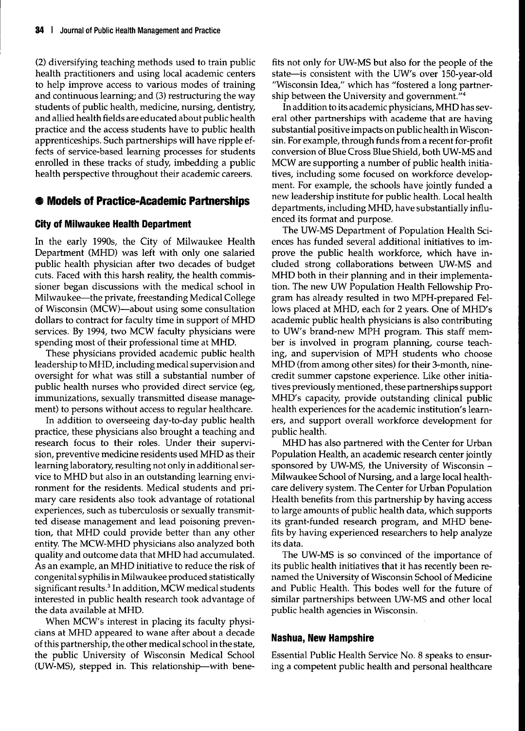(2) diversifying teaching methods used to train public health practitioners and using local academic centers to help improve access to various modes of training and continuous learning; and (3) restructuring the way students of public health, medicine, nursing, dentistry, and allied health fields are educated about public health practice and the access students have to public health apprenticeships. Such partnerships will have ripple effects of service-based learning processes for students enrolled in these tracks of study, imbedding a public health perspective throughout their academic careers.

## Models of Practice-Academic Partnerships

### City of Milwaukee Health Department

In the early 1990s, the City of Milwaukee Health Department (MHD) was left with only one salaried public health physician after two decades of budget cuts. Faced with this harsh reality, the health commissioner began discussions with the medical school in Milwaukee—the private, freestanding Medical College of Wisconsin (MCW)—about using some consultation dollars to contract for faculty time in support of MHD services. By 1994, two MCW faculty physicians were spending most of their professional time at MHD.

These physicians provided academic public health leadership to MHD, including medical supervision and oversight for what was still a substantial number of public health nurses who provided direct service (eg, immunizations, sexually transmitted disease management) to persons without access to regular healthcare.

In addition to overseeing day-to-day public health practice, these physicians also brought a teaching and research focus to their roles. Under their supervision, preventive medicine residents used MHD as their learning laboratory, resulting not only in additional service to MHD but also in an outstanding learning environment for the residents. Medical students and primary care residents also took advantage of rotational experiences, such as tuberculosis or sexually transmitted disease management and lead poisoning prevention, that MHD could provide better than any other entity. The MCW-MHD physicians also analyzed both quality and outcome data that MHD had accumulated. As an example, an MHD initiative to reduce the risk of congenital syphilis in Milwaukee produced statistically significant results.[3] In addition, MCW medical students interested in public health research took advantage of the data available at MHD.

When MCW's interest in placing its faculty physicians at MHD appeared to wane after about a decade of this partnership, the other medical school in the state, the public University of Wisconsin Medical School (UW-MS), stepped in. This relationship—with benefits not only for UW-MS but also for the people of the state—is consistent with the UW's over 150-year-old "Wisconsin Idea," which has "fostered a long partnership between the University and government."[4]

In addition to its academic physicians, MHD has several other partnerships with academe that are having substantial positive impacts on public health in Wisconsin. For example, through funds from a recent for-profit conversion of Blue Cross Blue Shield, both UW-MS and MCW are supporting a number of public health initiatives, including some focused on workforce development. For example, the schools have jointly funded a new leadership institute for public health. Local health departments, including MHD, have substantially influenced its format and purpose.

The UW-MS Department of Population Health Sciences has funded several additional initiatives to improve the public health workforce, which have included strong collaborations between UW-MS and MHD both in their planning and in their implementation. The new UW Population Health Fellowship Program has already resulted in two MPH-prepared Fellows placed at MHD, each for 2 years. One of MHD's academic public health physicians is also contributing to UW's brand-new MPH program. This staff member is involved in program planning, course teaching, and supervision of MPH students who choose MHD (from among other sites) for their 3-month, nine-credit summer capstone experience. Like other initiatives previously mentioned, these partnerships support MHD's capacity, provide outstanding clinical public health experiences for the academic institution's learners, and support overall workforce development for public health.

MHD has also partnered with the Center for Urban Population Health, an academic research center jointly sponsored by UW-MS, the University of Wisconsin – Milwaukee School of Nursing, and a large local healthcare delivery system. The Center for Urban Population Health benefits from this partnership by having access to large amounts of public health data, which supports its grant-funded research program, and MHD benefits by having experienced researchers to help analyze its data.

The UW-MS is so convinced of the importance of its public health initiatives that it has recently been renamed the University of Wisconsin School of Medicine and Public Health. This bodes well for the future of similar partnerships between UW-MS and other local public health agencies in Wisconsin.

### Nashua, New Hampshire

Essential Public Health Service No. 8 speaks to ensuring a competent public health and personal healthcare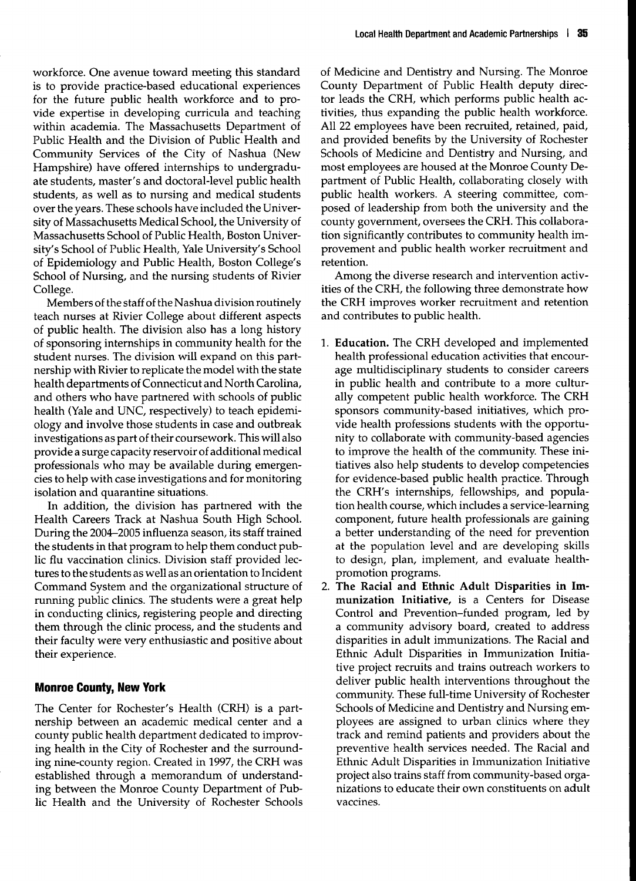workforce. One avenue toward meeting this standard is to provide practice-based educational experiences for the future public health workforce and to provide expertise in developing curricula and teaching within academia. The Massachusetts Department of Public Health and the Division of Public Health and Community Services of the City of Nashua (New Hampshire) have offered internships to undergraduate students, master's and doctoral-level public health students, as well as to nursing and medical students over the years. These schools have included the University of Massachusetts Medical School, the University of Massachusetts School of Public Health, Boston University's School of Public Health, Yale University's School of Epidemiology and Public Health, Boston College's School of Nursing, and the nursing students of Rivier College.

Members of the staff of the Nashua division routinely teach nurses at Rivier College about different aspects of public health. The division also has a long history of sponsoring internships in community health for the student nurses. The division will expand on this partnership with Rivier to replicate the model with the state health departments of Connecticut and North Carolina, and others who have partnered with schools of public health (Yale and UNC, respectively) to teach epidemiology and involve those students in case and outbreak investigations as part of their coursework. This will also provide a surge capacity reservoir of additional medical professionals who may be available during emergencies to help with case investigations and for monitoring isolation and quarantine situations.

In addition, the division has partnered with the Health Careers Track at Nashua South High School. During the 2004–2005 influenza season, its staff trained the students in that program to help them conduct public flu vaccination clinics. Division staff provided lectures to the students as well as an orientation to Incident Command System and the organizational structure of running public clinics. The students were a great help in conducting clinics, registering people and directing them through the clinic process, and the students and their faculty were very enthusiastic and positive about their experience.

## Monroe County, New York

The Center for Rochester's Health (CRH) is a partnership between an academic medical center and a county public health department dedicated to improving health in the City of Rochester and the surrounding nine-county region. Created in 1997, the CRH was established through a memorandum of understanding between the Monroe County Department of Public Health and the University of Rochester Schools of Medicine and Dentistry and Nursing. The Monroe County Department of Public Health deputy director leads the CRH, which performs public health activities, thus expanding the public health workforce. All 22 employees have been recruited, retained, paid, and provided benefits by the University of Rochester Schools of Medicine and Dentistry and Nursing, and most employees are housed at the Monroe County Department of Public Health, collaborating closely with public health workers. A steering committee, composed of leadership from both the university and the county government, oversees the CRH. This collaboration significantly contributes to community health improvement and public health worker recruitment and retention.

Among the diverse research and intervention activities of the CRH, the following three demonstrate how the CRH improves worker recruitment and retention and contributes to public health.

1. **Education.** The CRH developed and implemented health professional education activities that encourage multidisciplinary students to consider careers in public health and contribute to a more culturally competent public health workforce. The CRH sponsors community-based initiatives, which provide health professions students with the opportunity to collaborate with community-based agencies to improve the health of the community. These initiatives also help students to develop competencies for evidence-based public health practice. Through the CRH's internships, fellowships, and population health course, which includes a service-learning component, future health professionals are gaining a better understanding of the need for prevention at the population level and are developing skills to design, plan, implement, and evaluate health-promotion programs.
2. **The Racial and Ethnic Adult Disparities in Immunization Initiative,** is a Centers for Disease Control and Prevention–funded program, led by a community advisory board, created to address disparities in adult immunizations. The Racial and Ethnic Adult Disparities in Immunization Initiative project recruits and trains outreach workers to deliver public health interventions throughout the community. These full-time University of Rochester Schools of Medicine and Dentistry and Nursing employees are assigned to urban clinics where they track and remind patients and providers about the preventive health services needed. The Racial and Ethnic Adult Disparities in Immunization Initiative project also trains staff from community-based organizations to educate their own constituents on adult vaccines.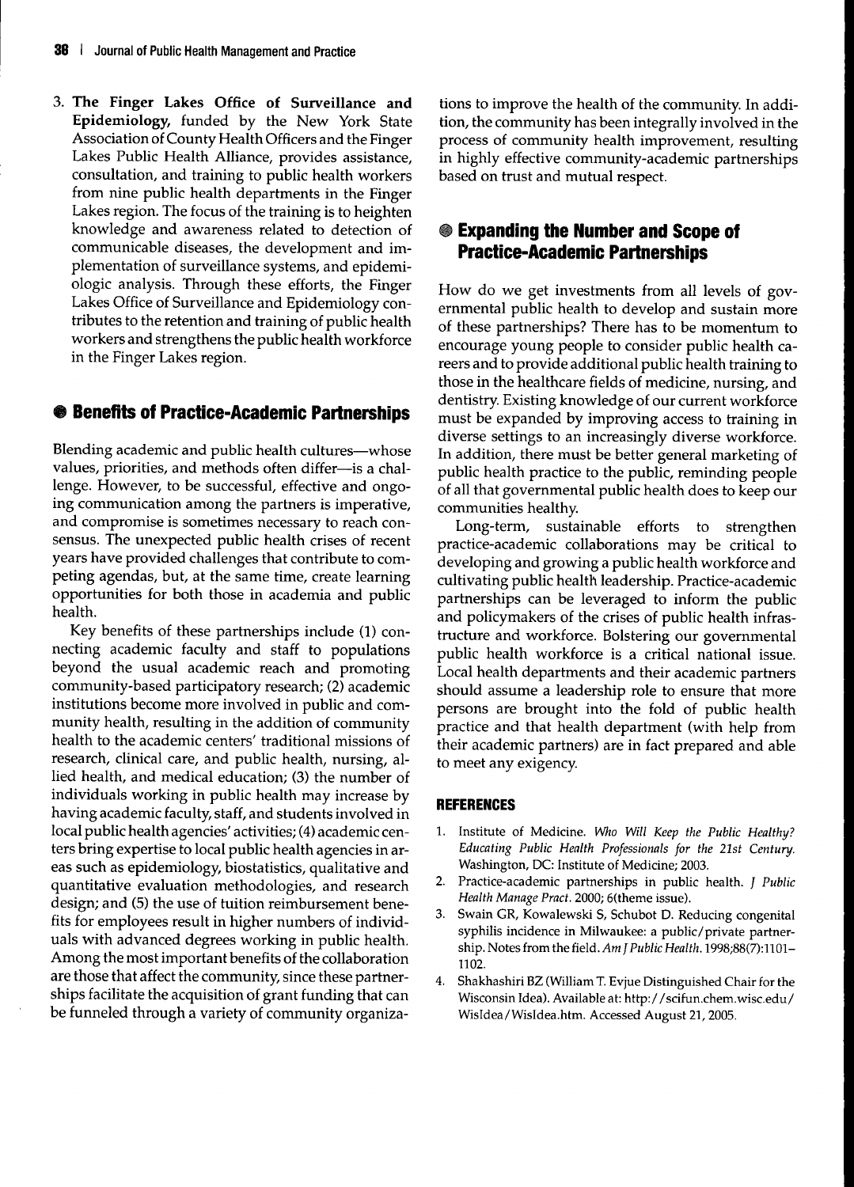3. **The Finger Lakes Office of Surveillance and Epidemiology,** funded by the New York State Association of County Health Officers and the Finger Lakes Public Health Alliance, provides assistance, consultation, and training to public health workers from nine public health departments in the Finger Lakes region. The focus of the training is to heighten knowledge and awareness related to detection of communicable diseases, the development and implementation of surveillance systems, and epidemiologic analysis. Through these efforts, the Finger Lakes Office of Surveillance and Epidemiology contributes to the retention and training of public health workers and strengthens the public health workforce in the Finger Lakes region.

## Benefits of Practice-Academic Partnerships

Blending academic and public health cultures—whose values, priorities, and methods often differ—is a challenge. However, to be successful, effective and ongoing communication among the partners is imperative, and compromise is sometimes necessary to reach consensus. The unexpected public health crises of recent years have provided challenges that contribute to competing agendas, but, at the same time, create learning opportunities for both those in academia and public health.

Key benefits of these partnerships include (1) connecting academic faculty and staff to populations beyond the usual academic reach and promoting community-based participatory research; (2) academic institutions become more involved in public and community health, resulting in the addition of community health to the academic centers' traditional missions of research, clinical care, and public health, nursing, allied health, and medical education; (3) the number of individuals working in public health may increase by having academic faculty, staff, and students involved in local public health agencies' activities; (4) academic centers bring expertise to local public health agencies in areas such as epidemiology, biostatistics, qualitative and quantitative evaluation methodologies, and research design; and (5) the use of tuition reimbursement benefits for employees result in higher numbers of individuals with advanced degrees working in public health. Among the most important benefits of the collaboration are those that affect the community, since these partnerships facilitate the acquisition of grant funding that can be funneled through a variety of community organizations to improve the health of the community. In addition, the community has been integrally involved in the process of community health improvement, resulting in highly effective community-academic partnerships based on trust and mutual respect.

## Expanding the Number and Scope of Practice-Academic Partnerships

How do we get investments from all levels of governmental public health to develop and sustain more of these partnerships? There has to be momentum to encourage young people to consider public health careers and to provide additional public health training to those in the healthcare fields of medicine, nursing, and dentistry. Existing knowledge of our current workforce must be expanded by improving access to training in diverse settings to an increasingly diverse workforce. In addition, there must be better general marketing of public health practice to the public, reminding people of all that governmental public health does to keep our communities healthy.

Long-term, sustainable efforts to strengthen practice-academic collaborations may be critical to developing and growing a public health workforce and cultivating public health leadership. Practice-academic partnerships can be leveraged to inform the public and policymakers of the crises of public health infrastructure and workforce. Bolstering our governmental public health workforce is a critical national issue. Local health departments and their academic partners should assume a leadership role to ensure that more persons are brought into the fold of public health practice and that health department (with help from their academic partners) are in fact prepared and able to meet any exigency.

### REFERENCES

1. Institute of Medicine. *Who Will Keep the Public Healthy? Educating Public Health Professionals for the 21st Century.* Washington, DC: Institute of Medicine; 2003.
2. Practice-academic partnerships in public health. *J Public Health Manage Pract.* 2000; 6(theme issue).
3. Swain GR, Kowalewski S, Schubot D. Reducing congenital syphilis incidence in Milwaukee: a public/private partnership. Notes from the field. *Am J Public Health.* 1998;88(7):1101–1102.
4. Shakhashiri BZ (William T. Evjue Distinguished Chair for the Wisconsin Idea). Available at: http://scifun.chem.wisc.edu/WisIdea/WisIdea.htm. Accessed August 21, 2005.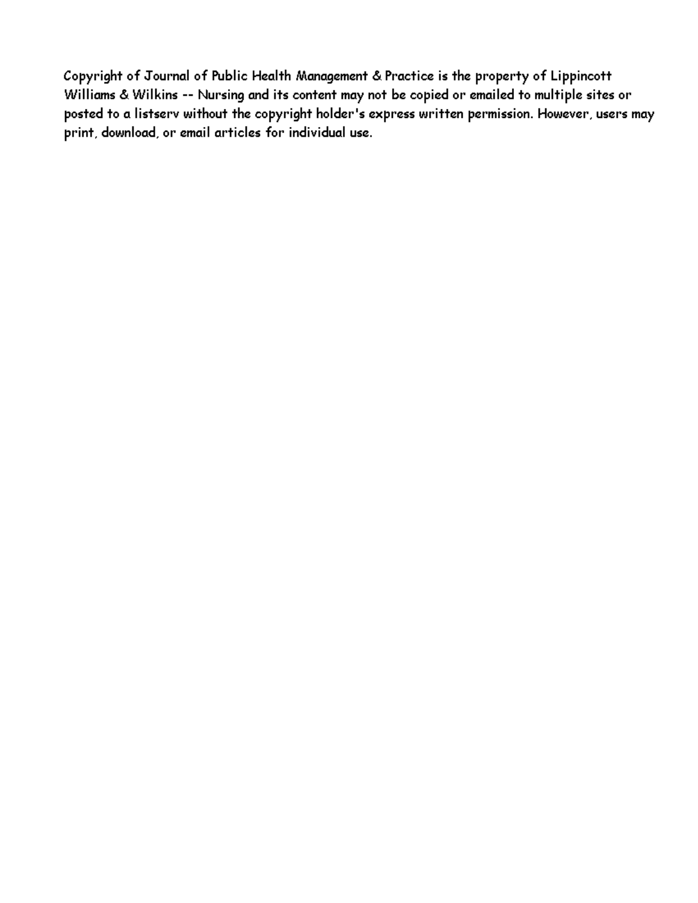Copyright of Journal of Public Health Management & Practice is the property of Lippincott Williams & Wilkins -- Nursing and its content may not be copied or emailed to multiple sites or posted to a listserv without the copyright holder's express written permission. However, users may print, download, or email articles for individual use.